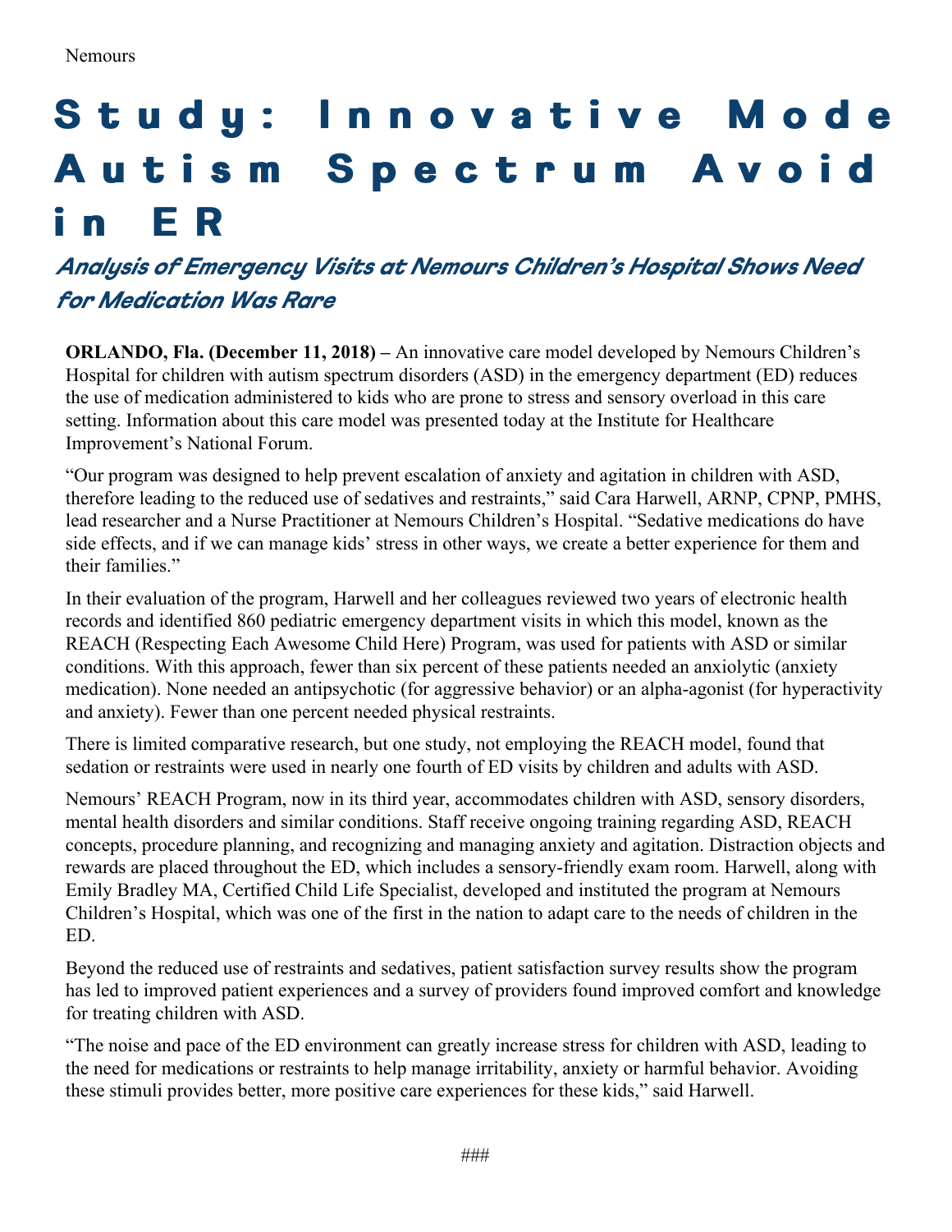Nemours

# Study: Innovative Mode Autism Spectrum Avoid in ER

## *Analysis of Emergency Visits at Nemours Children's Hospital Shows Need for Medication Was Rare*

**ORLANDO, Fla. (December 11, 2018) –** An innovative care model developed by Nemours Children's Hospital for children with autism spectrum disorders (ASD) in the emergency department (ED) reduces the use of medication administered to kids who are prone to stress and sensory overload in this care setting. Information about this care model was presented today at the Institute for Healthcare Improvement's National Forum.

"Our program was designed to help prevent escalation of anxiety and agitation in children with ASD, therefore leading to the reduced use of sedatives and restraints," said Cara Harwell, ARNP, CPNP, PMHS, lead researcher and a Nurse Practitioner at Nemours Children's Hospital. "Sedative medications do have side effects, and if we can manage kids' stress in other ways, we create a better experience for them and their families."

In their evaluation of the program, Harwell and her colleagues reviewed two years of electronic health records and identified 860 pediatric emergency department visits in which this model, known as the REACH (Respecting Each Awesome Child Here) Program, was used for patients with ASD or similar conditions. With this approach, fewer than six percent of these patients needed an anxiolytic (anxiety medication). None needed an antipsychotic (for aggressive behavior) or an alpha-agonist (for hyperactivity and anxiety). Fewer than one percent needed physical restraints.

There is limited comparative research, but one study, not employing the REACH model, found that sedation or restraints were used in nearly one fourth of ED visits by children and adults with ASD.

Nemours' REACH Program, now in its third year, accommodates children with ASD, sensory disorders, mental health disorders and similar conditions. Staff receive ongoing training regarding ASD, REACH concepts, procedure planning, and recognizing and managing anxiety and agitation. Distraction objects and rewards are placed throughout the ED, which includes a sensory-friendly exam room. Harwell, along with Emily Bradley MA, Certified Child Life Specialist, developed and instituted the program at Nemours Children's Hospital, which was one of the first in the nation to adapt care to the needs of children in the ED.

Beyond the reduced use of restraints and sedatives, patient satisfaction survey results show the program has led to improved patient experiences and a survey of providers found improved comfort and knowledge for treating children with ASD.

"The noise and pace of the ED environment can greatly increase stress for children with ASD, leading to the need for medications or restraints to help manage irritability, anxiety or harmful behavior. Avoiding these stimuli provides better, more positive care experiences for these kids," said Harwell.

###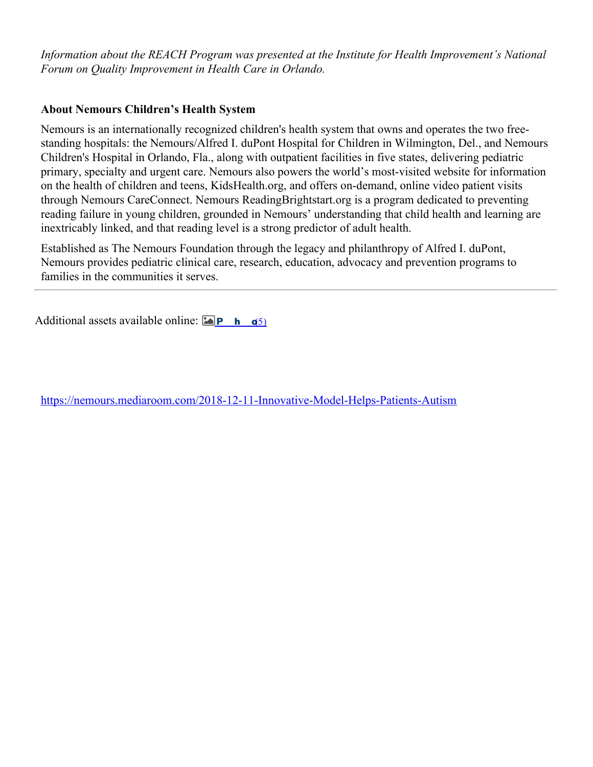*Information about the REACH Program was presented at the Institute for Health Improvement's National Forum on Quality Improvement in Health Care in Orlando.*

**About Nemours Children's Health System**

Nemours is an internationally recognized children's health system that owns and operates the two free-standing hospitals: the Nemours/Alfred I. duPont Hospital for Children in Wilmington, Del., and Nemours Children's Hospital in Orlando, Fla., along with outpatient facilities in five states, delivering pediatric primary, specialty and urgent care. Nemours also powers the world's most-visited website for information on the health of children and teens, KidsHealth.org, and offers on-demand, online video patient visits through Nemours CareConnect. Nemours ReadingBrightstart.org is a program dedicated to preventing reading failure in young children, grounded in Nemours' understanding that child health and learning are inextricably linked, and that reading level is a strong predictor of adult health.

Established as The Nemours Foundation through the legacy and philanthropy of Alfred I. duPont, Nemours provides pediatric clinical care, research, education, advocacy and prevention programs to families in the communities it serves.

---

Additional assets available online: Photos (5)

https://nemours.mediaroom.com/2018-12-11-Innovative-Model-Helps-Patients-Autism